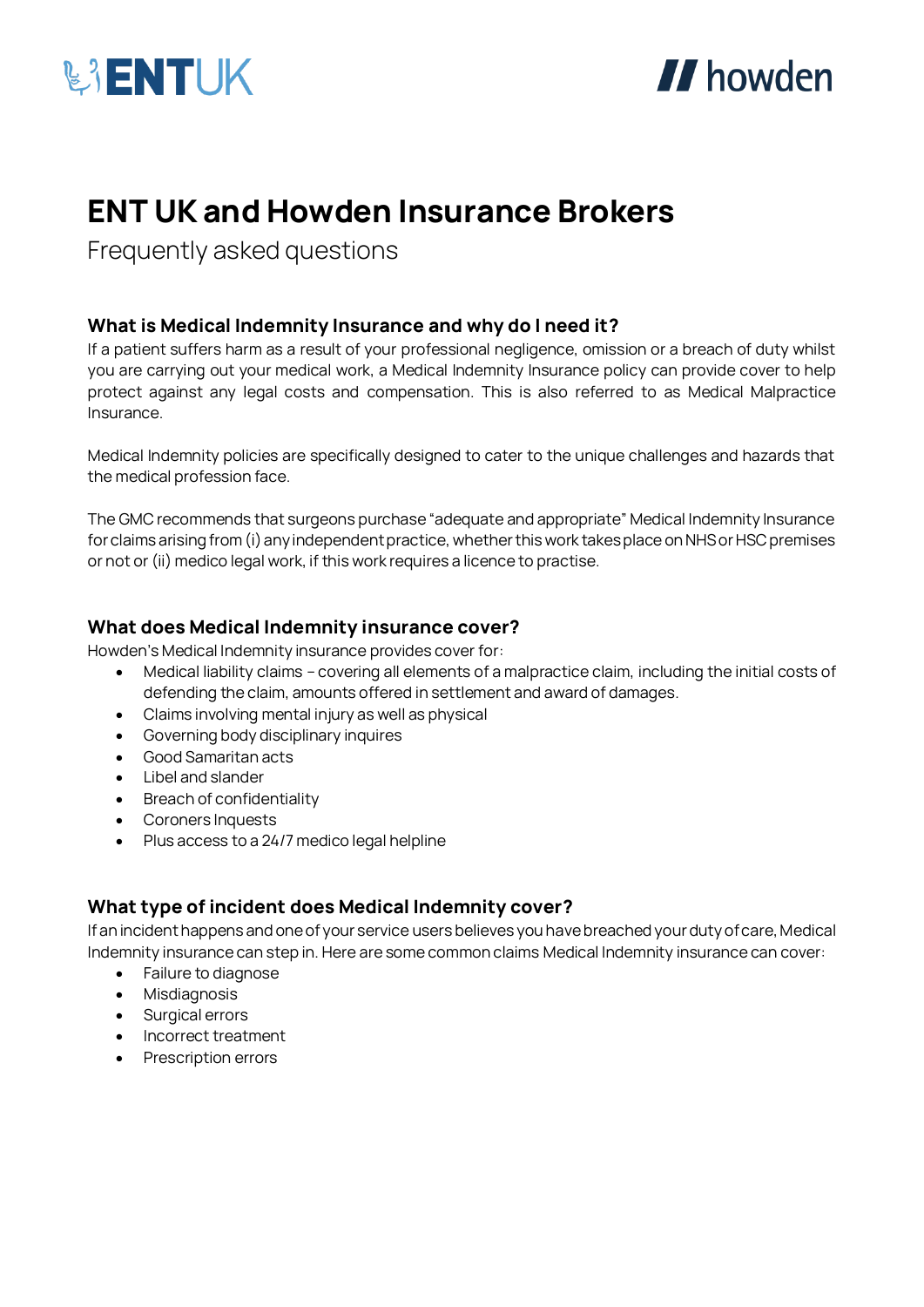# ENT UK and Howden Insurance Brokers

Frequently asked questions

### What is Medical Indemnity Insurance and why do I need it?

If a patient suffers harm as a result of your professional negligence, omission or a breach of duty whilst you are carrying out your medical work, a Medical Indemnity Insurance policy can provide cover to help protect against any legal costs and compensation. This is also referred to as Medical Malpractice Insurance.

Medical Indemnity policies are specifically designed to cater to the unique challenges and hazards that the medical profession face.

The GMC recommends that surgeons purchase "adequate and appropriate" Medical Indemnity Insurance for claims arising from (i) any independent practice, whether this work takes place on NHS or HSC premises or not or (ii) medico legal work, if this work requires a licence to practise.

### What does Medical Indemnity insurance cover?

Howden's Medical Indemnity insurance provides cover for:

- Medical liability claims – covering all elements of a malpractice claim, including the initial costs of defending the claim, amounts offered in settlement and award of damages.
- Claims involving mental injury as well as physical
- Governing body disciplinary inquires
- Good Samaritan acts
- Libel and slander
- Breach of confidentiality
- Coroners Inquests
- Plus access to a 24/7 medico legal helpline

### What type of incident does Medical Indemnity cover?

If an incident happens and one of your service users believes you have breached your duty of care, Medical Indemnity insurance can step in. Here are some common claims Medical Indemnity insurance can cover:

- Failure to diagnose
- Misdiagnosis
- Surgical errors
- Incorrect treatment
- Prescription errors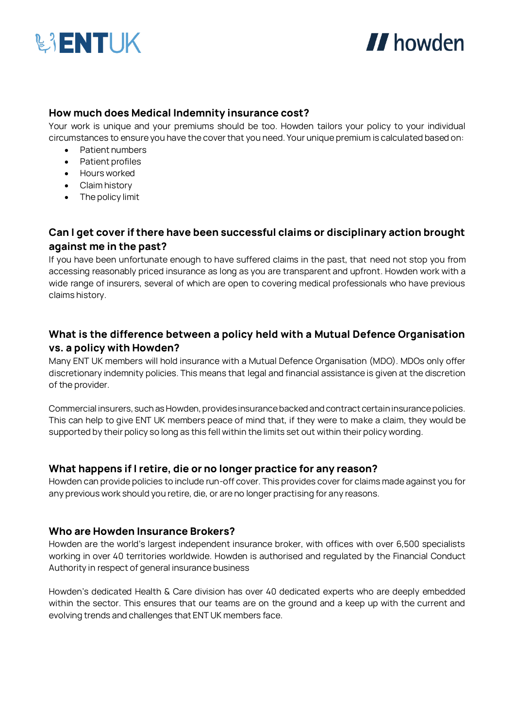### How much does Medical Indemnity insurance cost?

Your work is unique and your premiums should be too. Howden tailors your policy to your individual circumstances to ensure you have the cover that you need. Your unique premium is calculated based on:

- Patient numbers
- Patient profiles
- Hours worked
- Claim history
- The policy limit

### Can I get cover if there have been successful claims or disciplinary action brought against me in the past?

If you have been unfortunate enough to have suffered claims in the past, that need not stop you from accessing reasonably priced insurance as long as you are transparent and upfront. Howden work with a wide range of insurers, several of which are open to covering medical professionals who have previous claims history.

### What is the difference between a policy held with a Mutual Defence Organisation vs. a policy with Howden?

Many ENT UK members will hold insurance with a Mutual Defence Organisation (MDO). MDOs only offer discretionary indemnity policies. This means that legal and financial assistance is given at the discretion of the provider.

Commercial insurers, such as Howden, provides insurance backed and contract certain insurance policies. This can help to give ENT UK members peace of mind that, if they were to make a claim, they would be supported by their policy so long as this fell within the limits set out within their policy wording.

### What happens if I retire, die or no longer practice for any reason?

Howden can provide policies to include run-off cover. This provides cover for claims made against you for any previous work should you retire, die, or are no longer practising for any reasons.

### Who are Howden Insurance Brokers?

Howden are the world's largest independent insurance broker, with offices with over 6,500 specialists working in over 40 territories worldwide. Howden is authorised and regulated by the Financial Conduct Authority in respect of general insurance business

Howden's dedicated Health & Care division has over 40 dedicated experts who are deeply embedded within the sector. This ensures that our teams are on the ground and a keep up with the current and evolving trends and challenges that ENT UK members face.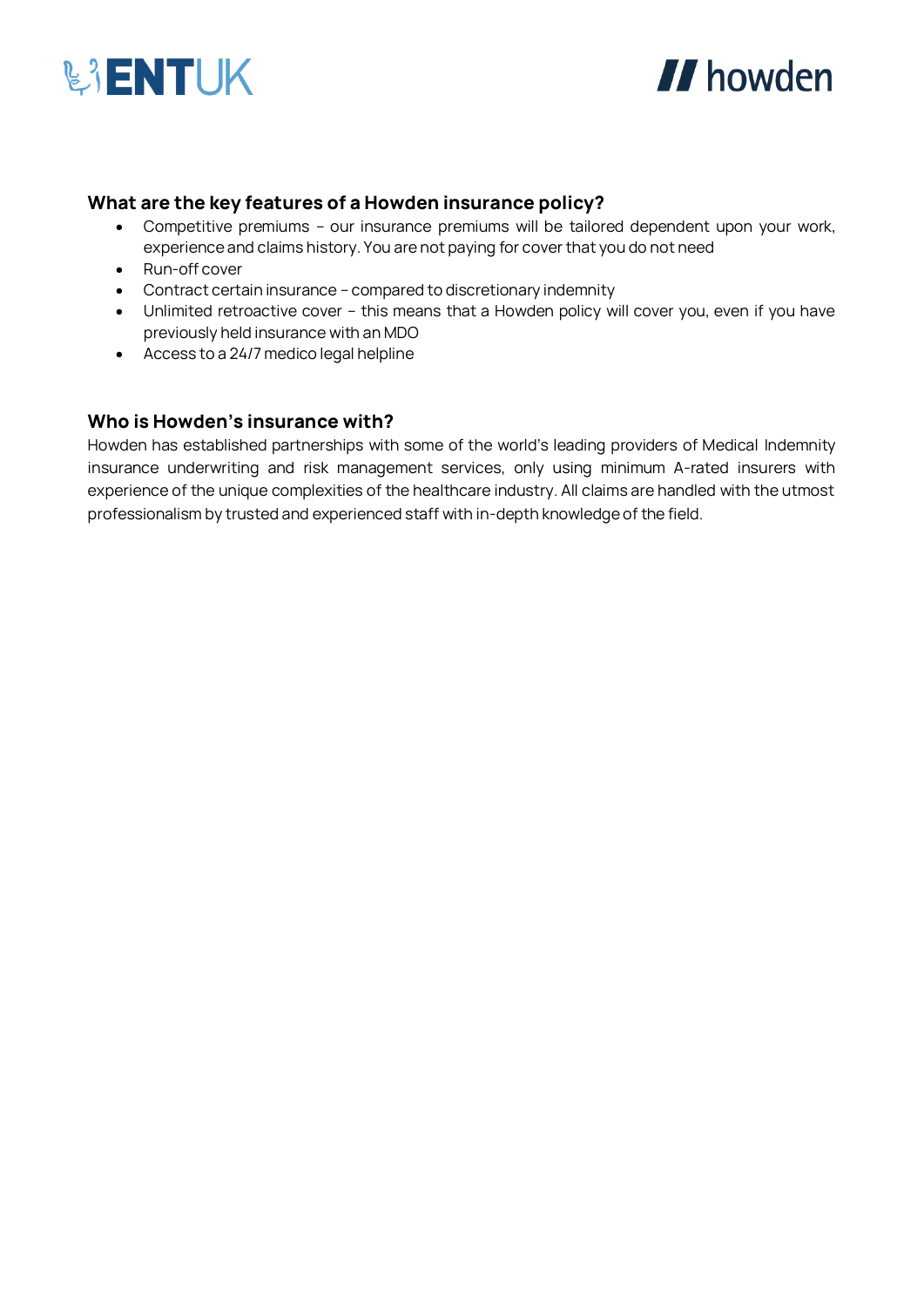## What are the key features of a Howden insurance policy?

- Competitive premiums – our insurance premiums will be tailored dependent upon your work, experience and claims history. You are not paying for cover that you do not need
- Run-off cover
- Contract certain insurance – compared to discretionary indemnity
- Unlimited retroactive cover – this means that a Howden policy will cover you, even if you have previously held insurance with an MDO
- Access to a 24/7 medico legal helpline

## Who is Howden's insurance with?

Howden has established partnerships with some of the world's leading providers of Medical Indemnity insurance underwriting and risk management services, only using minimum A-rated insurers with experience of the unique complexities of the healthcare industry. All claims are handled with the utmost professionalism by trusted and experienced staff with in-depth knowledge of the field.